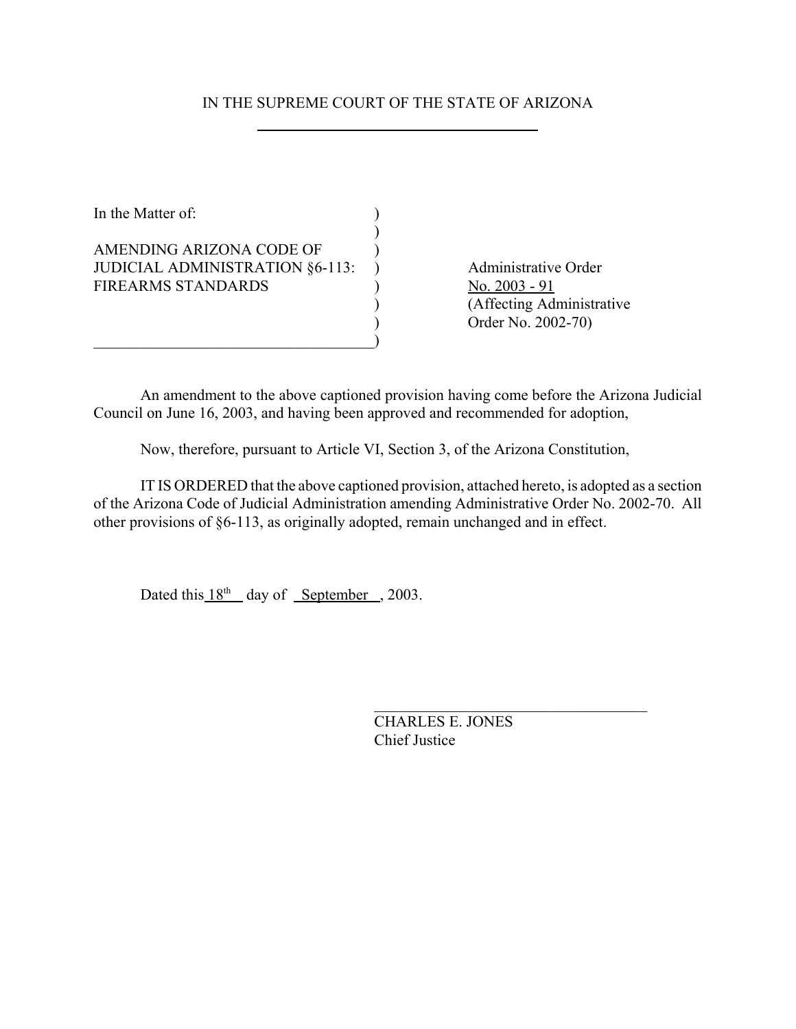IN THE SUPREME COURT OF THE STATE OF ARIZONA

| In the Matter of: | |
|---|---|
| AMENDING ARIZONA CODE OF JUDICIAL ADMINISTRATION §6-113: FIREARMS STANDARDS | Administrative Order No. 2003 - 91 (Affecting Administrative Order No. 2002-70) |

An amendment to the above captioned provision having come before the Arizona Judicial Council on June 16, 2003, and having been approved and recommended for adoption,

Now, therefore, pursuant to Article VI, Section 3, of the Arizona Constitution,

IT IS ORDERED that the above captioned provision, attached hereto, is adopted as a section of the Arizona Code of Judicial Administration amending Administrative Order No. 2002-70. All other provisions of §6-113, as originally adopted, remain unchanged and in effect.

Dated this 18th day of September, 2003.

CHARLES E. JONES
Chief Justice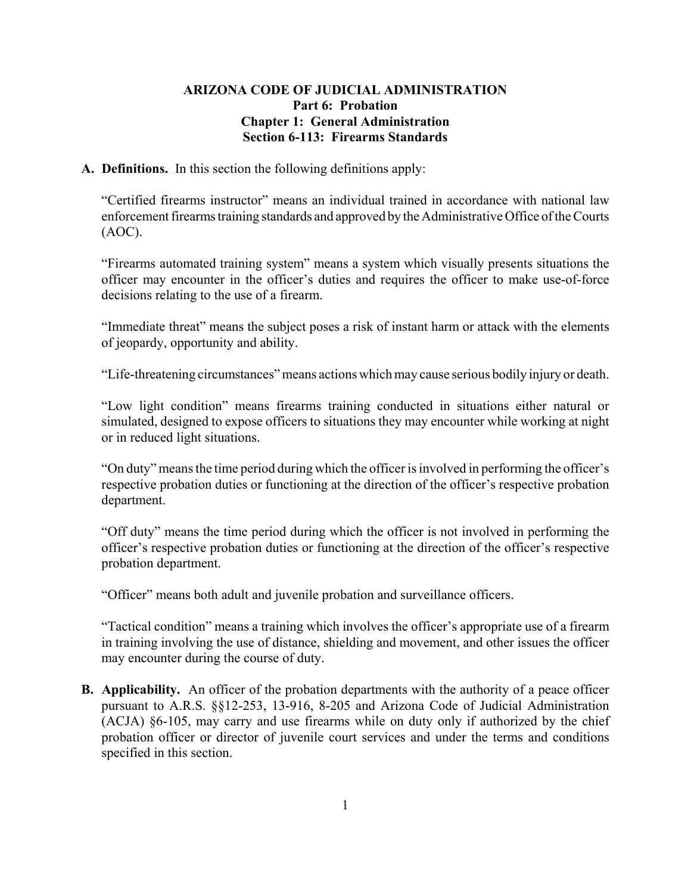**ARIZONA CODE OF JUDICIAL ADMINISTRATION**
**Part 6: Probation**
**Chapter 1: General Administration**
**Section 6-113: Firearms Standards**

**A. Definitions.** In this section the following definitions apply:

"Certified firearms instructor" means an individual trained in accordance with national law enforcement firearms training standards and approved by the Administrative Office of the Courts (AOC).

"Firearms automated training system" means a system which visually presents situations the officer may encounter in the officer's duties and requires the officer to make use-of-force decisions relating to the use of a firearm.

"Immediate threat" means the subject poses a risk of instant harm or attack with the elements of jeopardy, opportunity and ability.

"Life-threatening circumstances" means actions which may cause serious bodily injury or death.

"Low light condition" means firearms training conducted in situations either natural or simulated, designed to expose officers to situations they may encounter while working at night or in reduced light situations.

"On duty" means the time period during which the officer is involved in performing the officer's respective probation duties or functioning at the direction of the officer's respective probation department.

"Off duty" means the time period during which the officer is not involved in performing the officer's respective probation duties or functioning at the direction of the officer's respective probation department.

"Officer" means both adult and juvenile probation and surveillance officers.

"Tactical condition" means a training which involves the officer's appropriate use of a firearm in training involving the use of distance, shielding and movement, and other issues the officer may encounter during the course of duty.

**B. Applicability.** An officer of the probation departments with the authority of a peace officer pursuant to A.R.S. §§12-253, 13-916, 8-205 and Arizona Code of Judicial Administration (ACJA) §6-105, may carry and use firearms while on duty only if authorized by the chief probation officer or director of juvenile court services and under the terms and conditions specified in this section.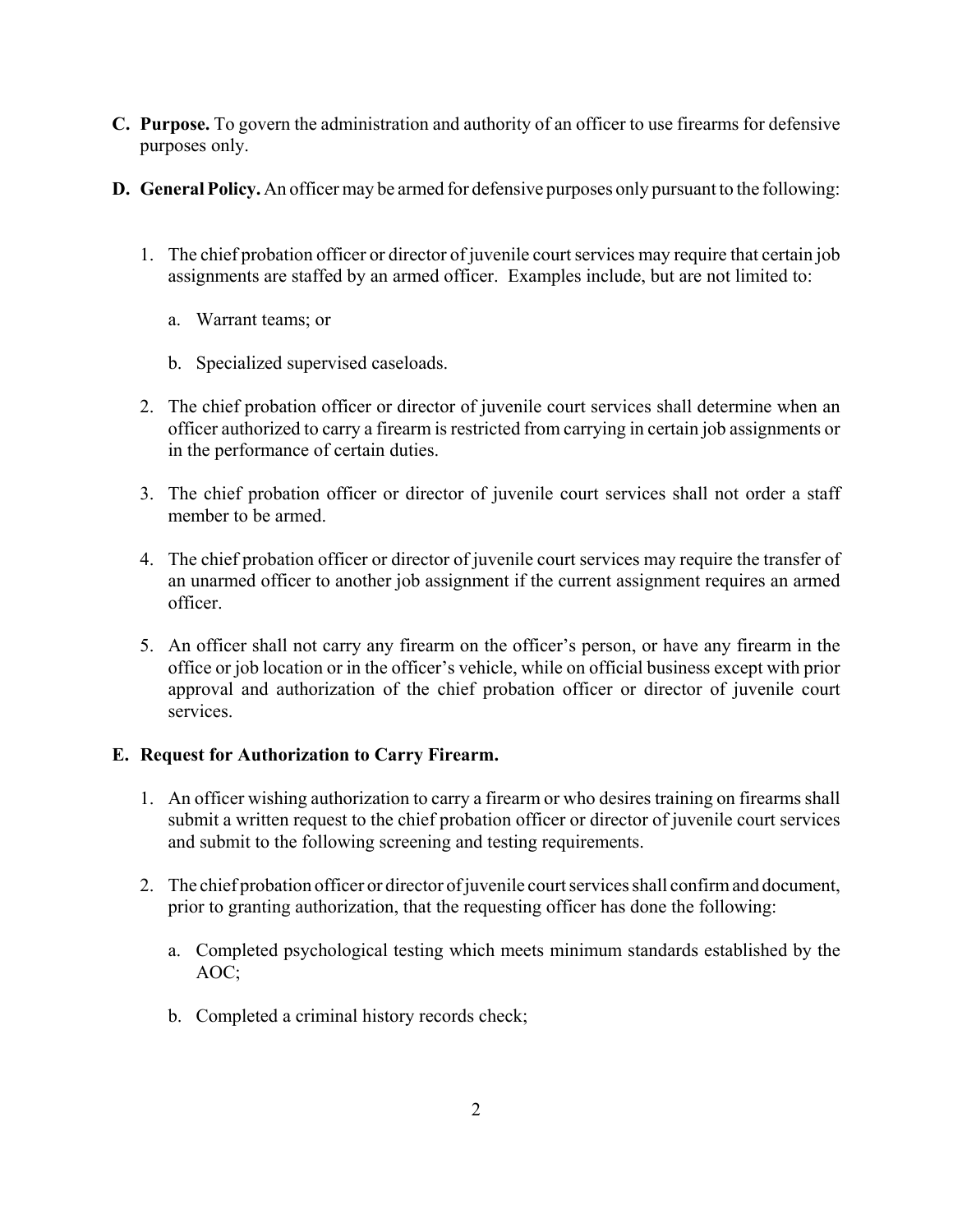**C. Purpose.** To govern the administration and authority of an officer to use firearms for defensive purposes only.

**D. General Policy.** An officer may be armed for defensive purposes only pursuant to the following:

1. The chief probation officer or director of juvenile court services may require that certain job assignments are staffed by an armed officer. Examples include, but are not limited to:

   a. Warrant teams; or

   b. Specialized supervised caseloads.

2. The chief probation officer or director of juvenile court services shall determine when an officer authorized to carry a firearm is restricted from carrying in certain job assignments or in the performance of certain duties.

3. The chief probation officer or director of juvenile court services shall not order a staff member to be armed.

4. The chief probation officer or director of juvenile court services may require the transfer of an unarmed officer to another job assignment if the current assignment requires an armed officer.

5. An officer shall not carry any firearm on the officer's person, or have any firearm in the office or job location or in the officer's vehicle, while on official business except with prior approval and authorization of the chief probation officer or director of juvenile court services.

**E. Request for Authorization to Carry Firearm.**

1. An officer wishing authorization to carry a firearm or who desires training on firearms shall submit a written request to the chief probation officer or director of juvenile court services and submit to the following screening and testing requirements.

2. The chief probation officer or director of juvenile court services shall confirm and document, prior to granting authorization, that the requesting officer has done the following:

   a. Completed psychological testing which meets minimum standards established by the AOC;

   b. Completed a criminal history records check;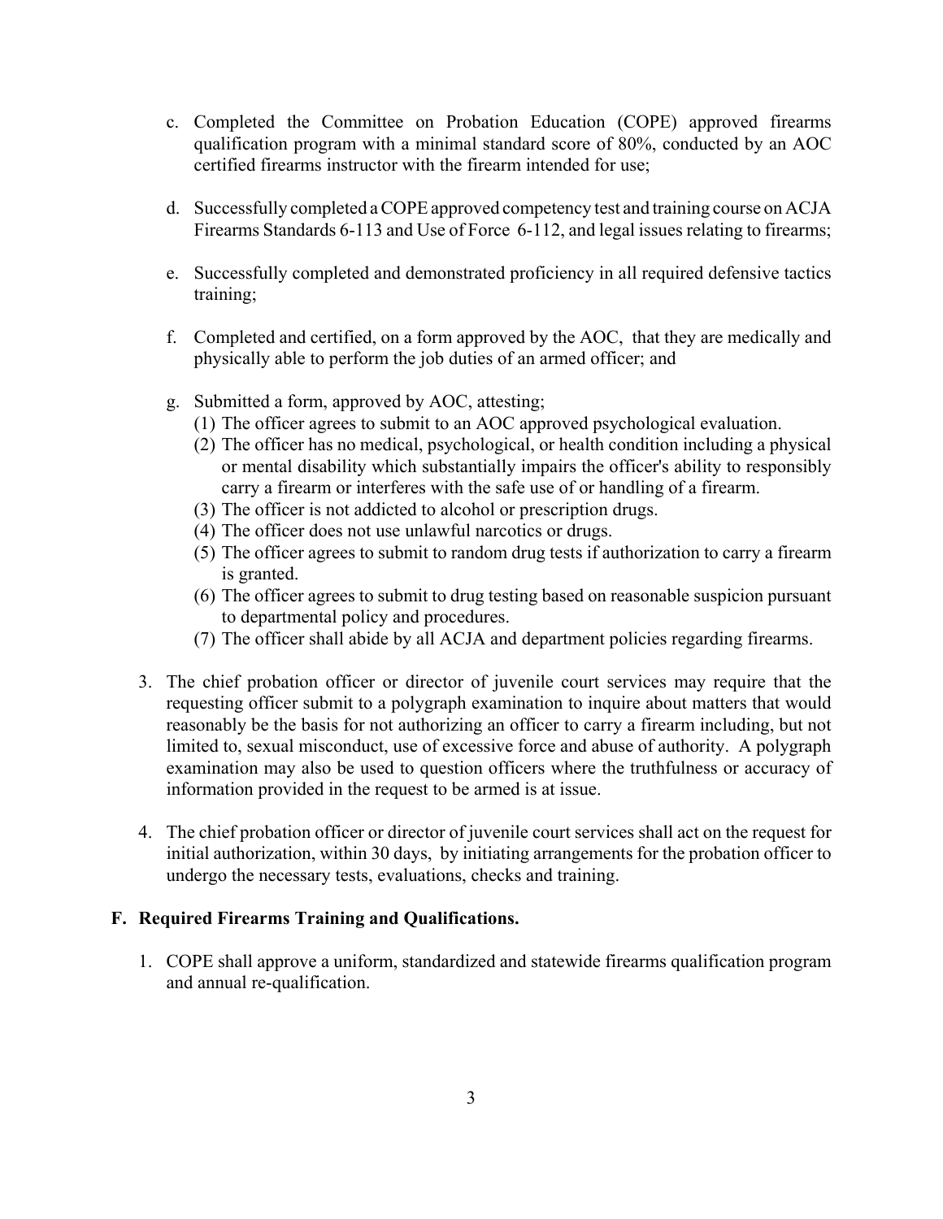c. Completed the Committee on Probation Education (COPE) approved firearms qualification program with a minimal standard score of 80%, conducted by an AOC certified firearms instructor with the firearm intended for use;

d. Successfully completed a COPE approved competency test and training course on ACJA Firearms Standards 6-113 and Use of Force 6-112, and legal issues relating to firearms;

e. Successfully completed and demonstrated proficiency in all required defensive tactics training;

f. Completed and certified, on a form approved by the AOC, that they are medically and physically able to perform the job duties of an armed officer; and

g. Submitted a form, approved by AOC, attesting;
   (1) The officer agrees to submit to an AOC approved psychological evaluation.
   (2) The officer has no medical, psychological, or health condition including a physical or mental disability which substantially impairs the officer's ability to responsibly carry a firearm or interferes with the safe use of or handling of a firearm.
   (3) The officer is not addicted to alcohol or prescription drugs.
   (4) The officer does not use unlawful narcotics or drugs.
   (5) The officer agrees to submit to random drug tests if authorization to carry a firearm is granted.
   (6) The officer agrees to submit to drug testing based on reasonable suspicion pursuant to departmental policy and procedures.
   (7) The officer shall abide by all ACJA and department policies regarding firearms.

3. The chief probation officer or director of juvenile court services may require that the requesting officer submit to a polygraph examination to inquire about matters that would reasonably be the basis for not authorizing an officer to carry a firearm including, but not limited to, sexual misconduct, use of excessive force and abuse of authority. A polygraph examination may also be used to question officers where the truthfulness or accuracy of information provided in the request to be armed is at issue.

4. The chief probation officer or director of juvenile court services shall act on the request for initial authorization, within 30 days, by initiating arrangements for the probation officer to undergo the necessary tests, evaluations, checks and training.

**F. Required Firearms Training and Qualifications.**

1. COPE shall approve a uniform, standardized and statewide firearms qualification program and annual re-qualification.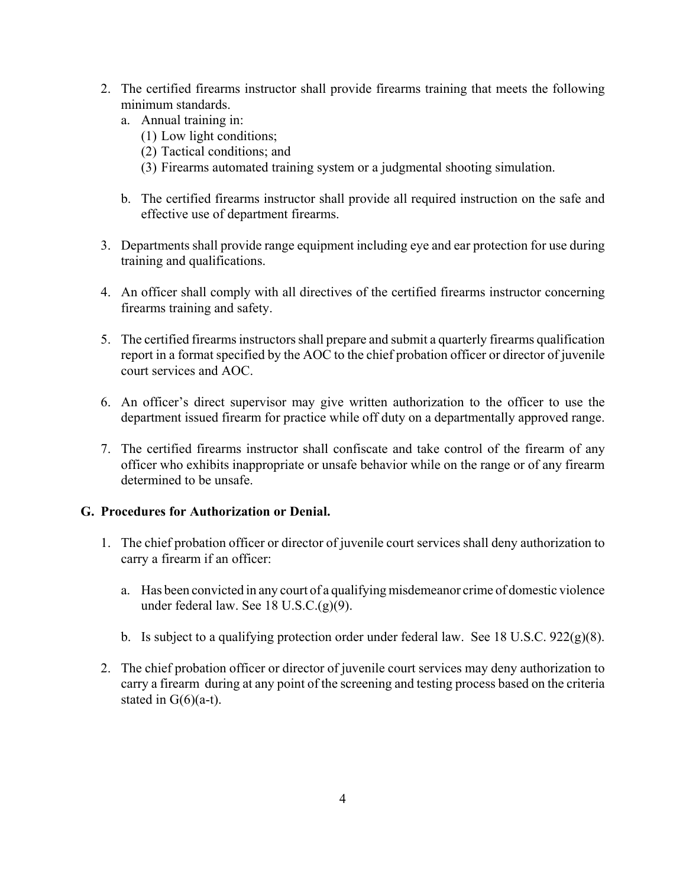2. The certified firearms instructor shall provide firearms training that meets the following minimum standards.
   a. Annual training in:
      (1) Low light conditions;
      (2) Tactical conditions; and
      (3) Firearms automated training system or a judgmental shooting simulation.

   b. The certified firearms instructor shall provide all required instruction on the safe and effective use of department firearms.

3. Departments shall provide range equipment including eye and ear protection for use during training and qualifications.

4. An officer shall comply with all directives of the certified firearms instructor concerning firearms training and safety.

5. The certified firearms instructors shall prepare and submit a quarterly firearms qualification report in a format specified by the AOC to the chief probation officer or director of juvenile court services and AOC.

6. An officer's direct supervisor may give written authorization to the officer to use the department issued firearm for practice while off duty on a departmentally approved range.

7. The certified firearms instructor shall confiscate and take control of the firearm of any officer who exhibits inappropriate or unsafe behavior while on the range or of any firearm determined to be unsafe.

**G. Procedures for Authorization or Denial.**

1. The chief probation officer or director of juvenile court services shall deny authorization to carry a firearm if an officer:

   a. Has been convicted in any court of a qualifying misdemeanor crime of domestic violence under federal law. See 18 U.S.C.(g)(9).

   b. Is subject to a qualifying protection order under federal law. See 18 U.S.C. 922(g)(8).

2. The chief probation officer or director of juvenile court services may deny authorization to carry a firearm during at any point of the screening and testing process based on the criteria stated in G(6)(a-t).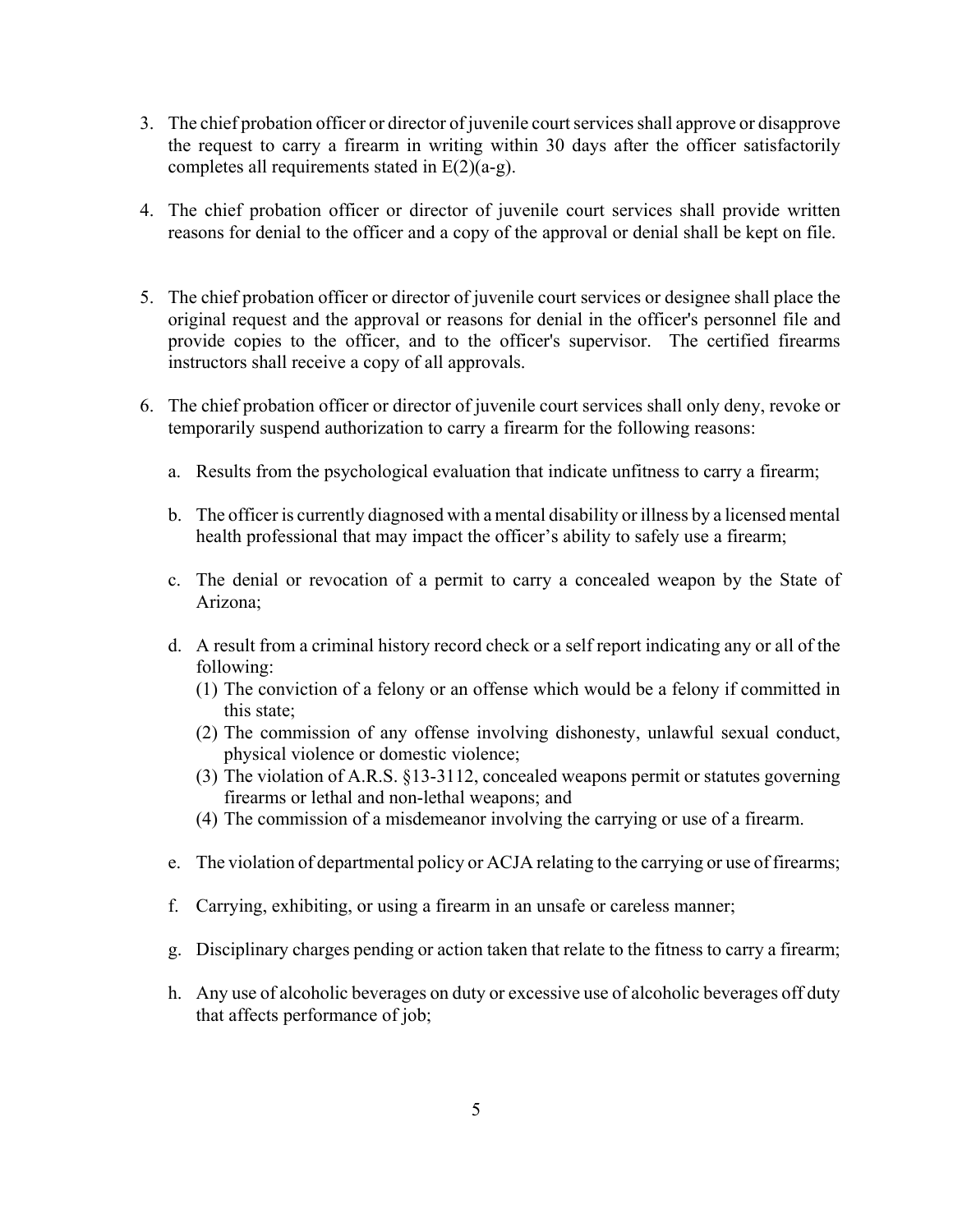3. The chief probation officer or director of juvenile court services shall approve or disapprove the request to carry a firearm in writing within 30 days after the officer satisfactorily completes all requirements stated in E(2)(a-g).

4. The chief probation officer or director of juvenile court services shall provide written reasons for denial to the officer and a copy of the approval or denial shall be kept on file.

5. The chief probation officer or director of juvenile court services or designee shall place the original request and the approval or reasons for denial in the officer's personnel file and provide copies to the officer, and to the officer's supervisor. The certified firearms instructors shall receive a copy of all approvals.

6. The chief probation officer or director of juvenile court services shall only deny, revoke or temporarily suspend authorization to carry a firearm for the following reasons:

   a. Results from the psychological evaluation that indicate unfitness to carry a firearm;

   b. The officer is currently diagnosed with a mental disability or illness by a licensed mental health professional that may impact the officer's ability to safely use a firearm;

   c. The denial or revocation of a permit to carry a concealed weapon by the State of Arizona;

   d. A result from a criminal history record check or a self report indicating any or all of the following:
      (1) The conviction of a felony or an offense which would be a felony if committed in this state;
      (2) The commission of any offense involving dishonesty, unlawful sexual conduct, physical violence or domestic violence;
      (3) The violation of A.R.S. §13-3112, concealed weapons permit or statutes governing firearms or lethal and non-lethal weapons; and
      (4) The commission of a misdemeanor involving the carrying or use of a firearm.

   e. The violation of departmental policy or ACJA relating to the carrying or use of firearms;

   f. Carrying, exhibiting, or using a firearm in an unsafe or careless manner;

   g. Disciplinary charges pending or action taken that relate to the fitness to carry a firearm;

   h. Any use of alcoholic beverages on duty or excessive use of alcoholic beverages off duty that affects performance of job;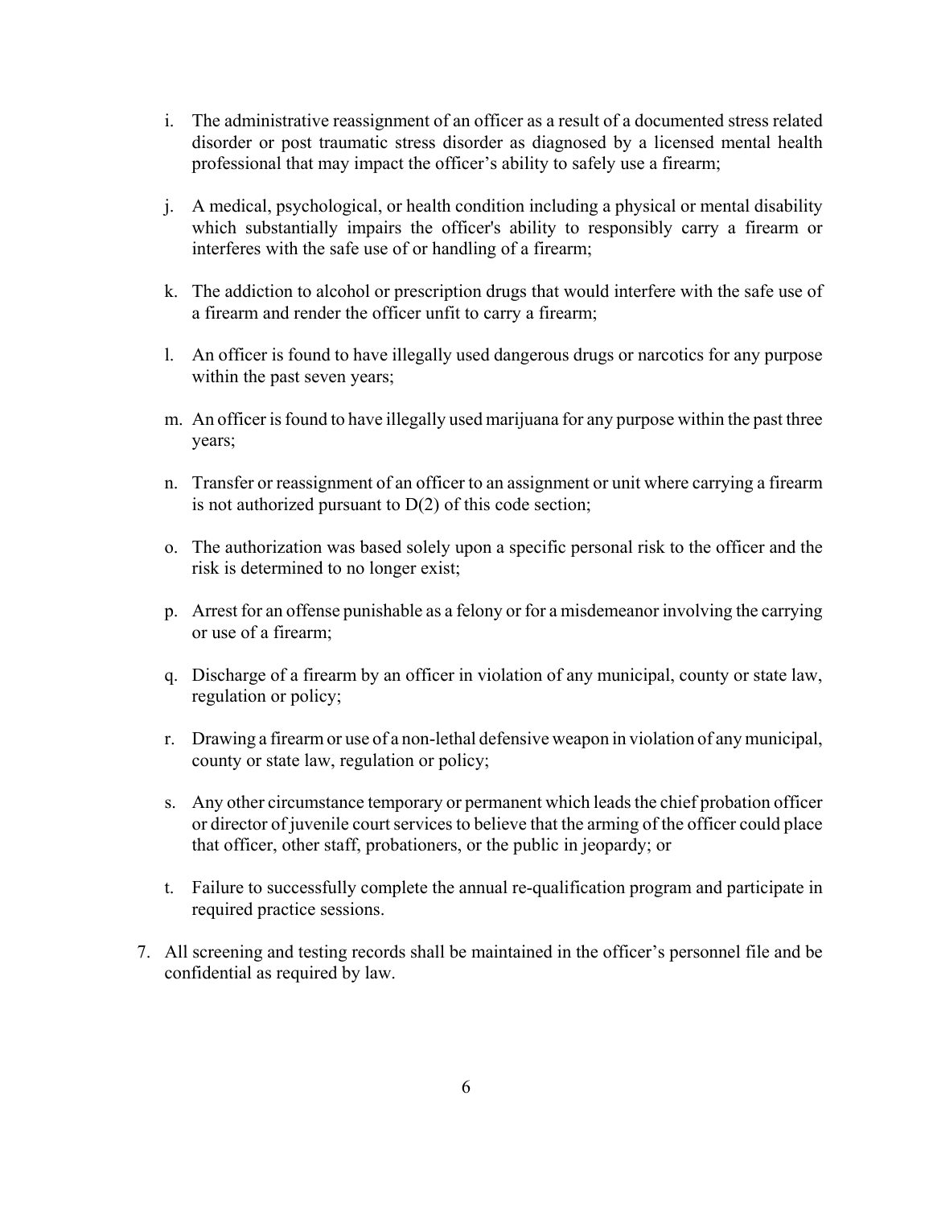i. The administrative reassignment of an officer as a result of a documented stress related disorder or post traumatic stress disorder as diagnosed by a licensed mental health professional that may impact the officer's ability to safely use a firearm;

j. A medical, psychological, or health condition including a physical or mental disability which substantially impairs the officer's ability to responsibly carry a firearm or interferes with the safe use of or handling of a firearm;

k. The addiction to alcohol or prescription drugs that would interfere with the safe use of a firearm and render the officer unfit to carry a firearm;

l. An officer is found to have illegally used dangerous drugs or narcotics for any purpose within the past seven years;

m. An officer is found to have illegally used marijuana for any purpose within the past three years;

n. Transfer or reassignment of an officer to an assignment or unit where carrying a firearm is not authorized pursuant to D(2) of this code section;

o. The authorization was based solely upon a specific personal risk to the officer and the risk is determined to no longer exist;

p. Arrest for an offense punishable as a felony or for a misdemeanor involving the carrying or use of a firearm;

q. Discharge of a firearm by an officer in violation of any municipal, county or state law, regulation or policy;

r. Drawing a firearm or use of a non-lethal defensive weapon in violation of any municipal, county or state law, regulation or policy;

s. Any other circumstance temporary or permanent which leads the chief probation officer or director of juvenile court services to believe that the arming of the officer could place that officer, other staff, probationers, or the public in jeopardy; or

t. Failure to successfully complete the annual re-qualification program and participate in required practice sessions.

7. All screening and testing records shall be maintained in the officer's personnel file and be confidential as required by law.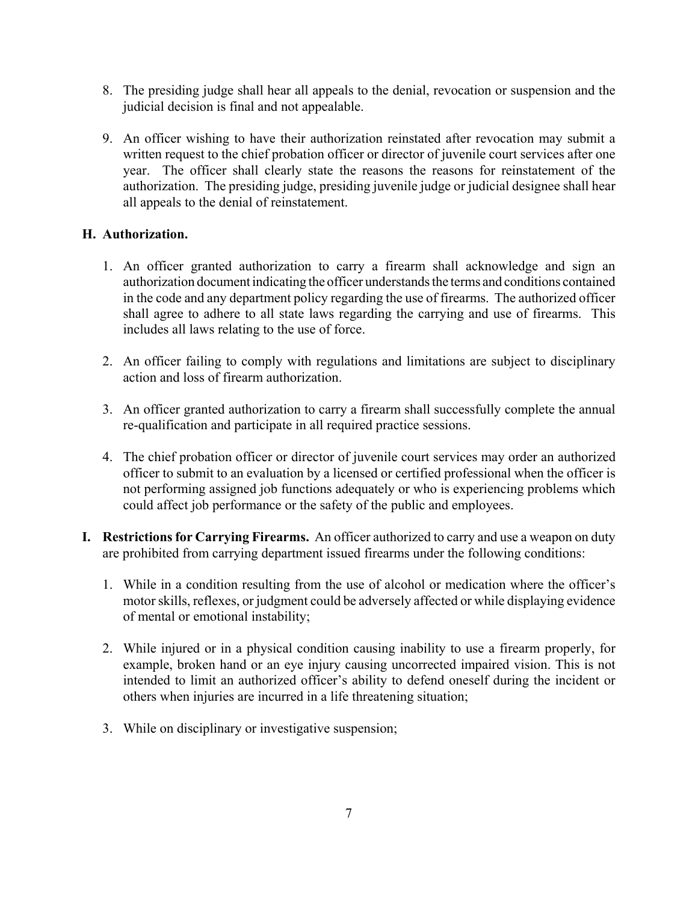8. The presiding judge shall hear all appeals to the denial, revocation or suspension and the judicial decision is final and not appealable.

9. An officer wishing to have their authorization reinstated after revocation may submit a written request to the chief probation officer or director of juvenile court services after one year. The officer shall clearly state the reasons the reasons for reinstatement of the authorization. The presiding judge, presiding juvenile judge or judicial designee shall hear all appeals to the denial of reinstatement.

**H. Authorization.**

1. An officer granted authorization to carry a firearm shall acknowledge and sign an authorization document indicating the officer understands the terms and conditions contained in the code and any department policy regarding the use of firearms. The authorized officer shall agree to adhere to all state laws regarding the carrying and use of firearms. This includes all laws relating to the use of force.

2. An officer failing to comply with regulations and limitations are subject to disciplinary action and loss of firearm authorization.

3. An officer granted authorization to carry a firearm shall successfully complete the annual re-qualification and participate in all required practice sessions.

4. The chief probation officer or director of juvenile court services may order an authorized officer to submit to an evaluation by a licensed or certified professional when the officer is not performing assigned job functions adequately or who is experiencing problems which could affect job performance or the safety of the public and employees.

**I. Restrictions for Carrying Firearms.** An officer authorized to carry and use a weapon on duty are prohibited from carrying department issued firearms under the following conditions:

1. While in a condition resulting from the use of alcohol or medication where the officer's motor skills, reflexes, or judgment could be adversely affected or while displaying evidence of mental or emotional instability;

2. While injured or in a physical condition causing inability to use a firearm properly, for example, broken hand or an eye injury causing uncorrected impaired vision. This is not intended to limit an authorized officer's ability to defend oneself during the incident or others when injuries are incurred in a life threatening situation;

3. While on disciplinary or investigative suspension;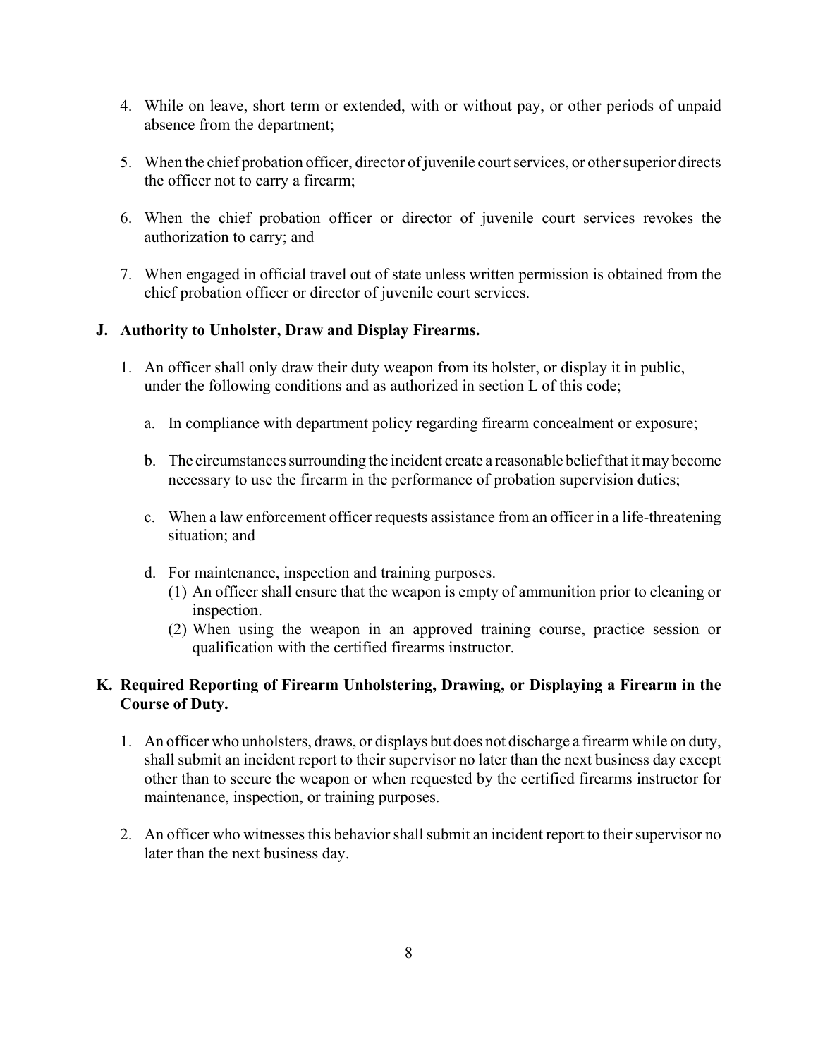4. While on leave, short term or extended, with or without pay, or other periods of unpaid absence from the department;

5. When the chief probation officer, director of juvenile court services, or other superior directs the officer not to carry a firearm;

6. When the chief probation officer or director of juvenile court services revokes the authorization to carry; and

7. When engaged in official travel out of state unless written permission is obtained from the chief probation officer or director of juvenile court services.

**J. Authority to Unholster, Draw and Display Firearms.**

1. An officer shall only draw their duty weapon from its holster, or display it in public, under the following conditions and as authorized in section L of this code;

   a. In compliance with department policy regarding firearm concealment or exposure;

   b. The circumstances surrounding the incident create a reasonable belief that it may become necessary to use the firearm in the performance of probation supervision duties;

   c. When a law enforcement officer requests assistance from an officer in a life-threatening situation; and

   d. For maintenance, inspection and training purposes.
      (1) An officer shall ensure that the weapon is empty of ammunition prior to cleaning or inspection.
      (2) When using the weapon in an approved training course, practice session or qualification with the certified firearms instructor.

**K. Required Reporting of Firearm Unholstering, Drawing, or Displaying a Firearm in the Course of Duty.**

1. An officer who unholsters, draws, or displays but does not discharge a firearm while on duty, shall submit an incident report to their supervisor no later than the next business day except other than to secure the weapon or when requested by the certified firearms instructor for maintenance, inspection, or training purposes.

2. An officer who witnesses this behavior shall submit an incident report to their supervisor no later than the next business day.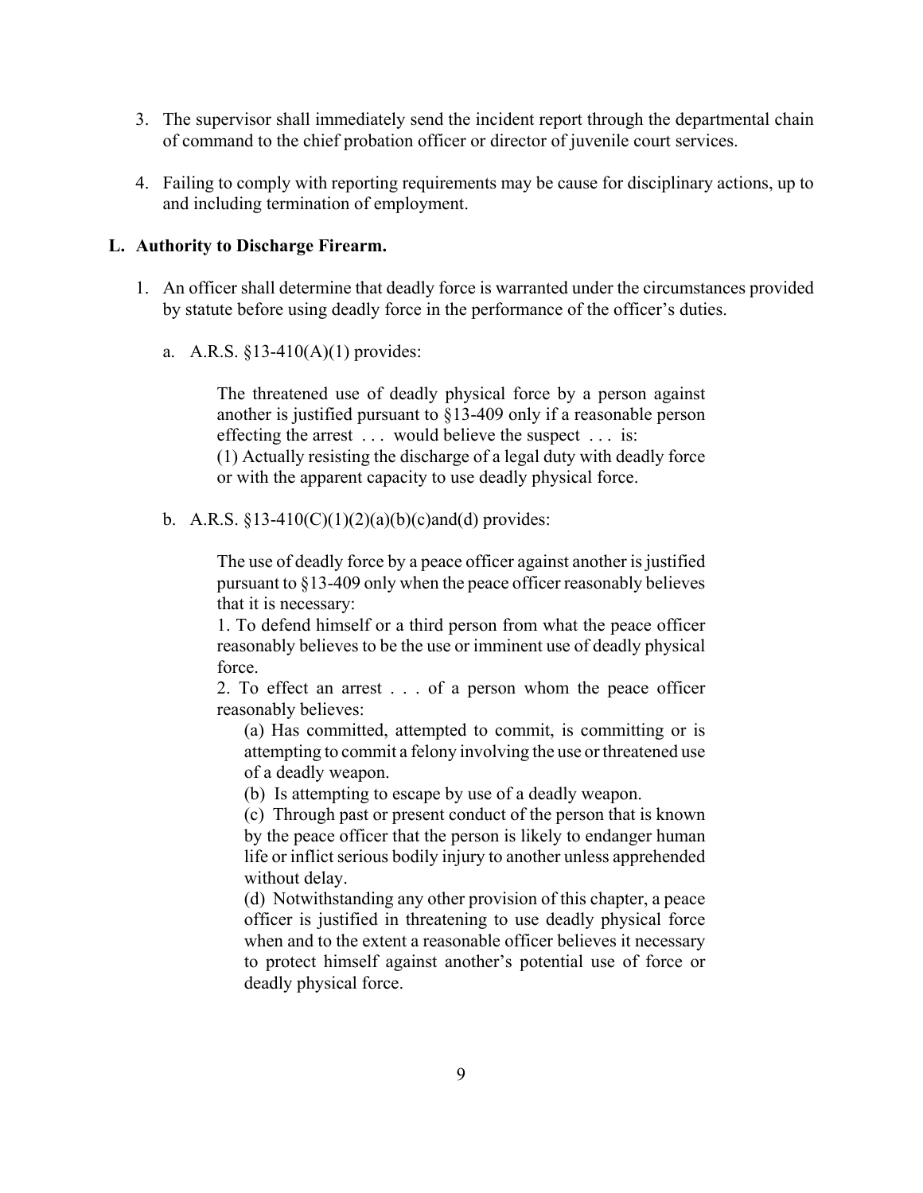3. The supervisor shall immediately send the incident report through the departmental chain of command to the chief probation officer or director of juvenile court services.

4. Failing to comply with reporting requirements may be cause for disciplinary actions, up to and including termination of employment.

### L. Authority to Discharge Firearm.

1. An officer shall determine that deadly force is warranted under the circumstances provided by statute before using deadly force in the performance of the officer's duties.

   a. A.R.S. §13-410(A)(1) provides:

      > The threatened use of deadly physical force by a person against another is justified pursuant to §13-409 only if a reasonable person effecting the arrest . . . would believe the suspect . . . is:
      > (1) Actually resisting the discharge of a legal duty with deadly force or with the apparent capacity to use deadly physical force.

   b. A.R.S. §13-410(C)(1)(2)(a)(b)(c)and(d) provides:

      > The use of deadly force by a peace officer against another is justified pursuant to §13-409 only when the peace officer reasonably believes that it is necessary:
      > 1. To defend himself or a third person from what the peace officer reasonably believes to be the use or imminent use of deadly physical force.
      > 2. To effect an arrest . . . of a person whom the peace officer reasonably believes:
      >
      > (a) Has committed, attempted to commit, is committing or is attempting to commit a felony involving the use or threatened use of a deadly weapon.
      >
      > (b) Is attempting to escape by use of a deadly weapon.
      >
      > (c) Through past or present conduct of the person that is known by the peace officer that the person is likely to endanger human life or inflict serious bodily injury to another unless apprehended without delay.
      >
      > (d) Notwithstanding any other provision of this chapter, a peace officer is justified in threatening to use deadly physical force when and to the extent a reasonable officer believes it necessary to protect himself against another's potential use of force or deadly physical force.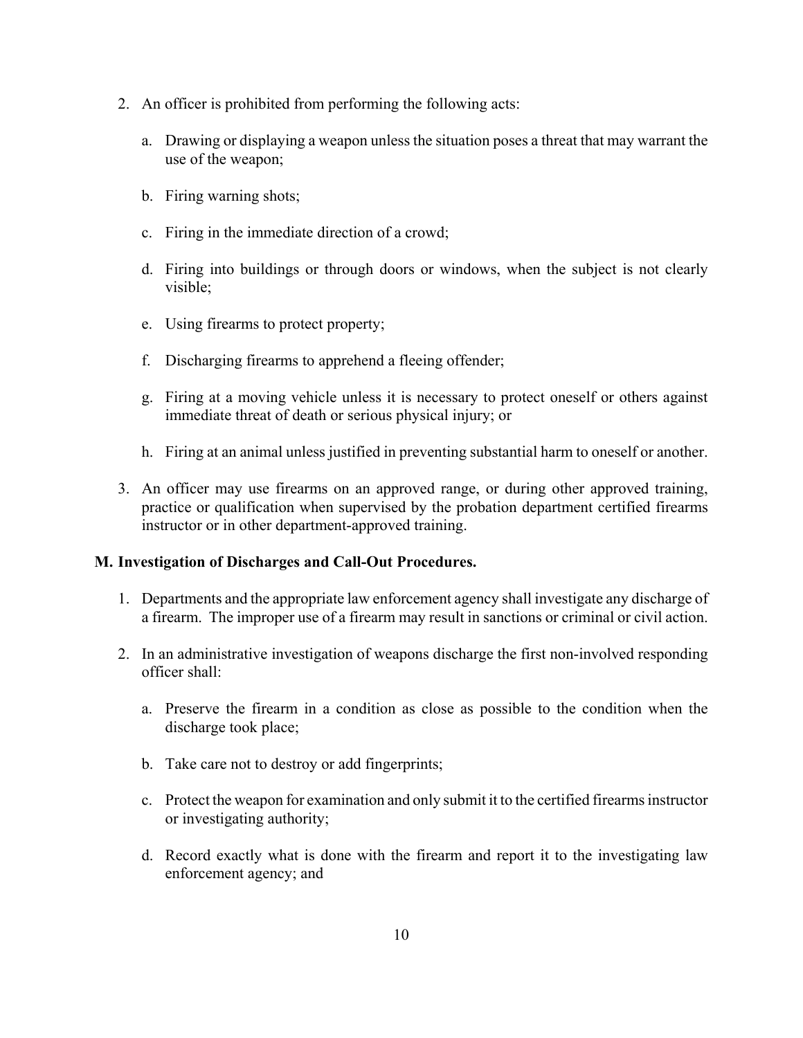2. An officer is prohibited from performing the following acts:

    a. Drawing or displaying a weapon unless the situation poses a threat that may warrant the use of the weapon;

    b. Firing warning shots;

    c. Firing in the immediate direction of a crowd;

    d. Firing into buildings or through doors or windows, when the subject is not clearly visible;

    e. Using firearms to protect property;

    f. Discharging firearms to apprehend a fleeing offender;

    g. Firing at a moving vehicle unless it is necessary to protect oneself or others against immediate threat of death or serious physical injury; or

    h. Firing at an animal unless justified in preventing substantial harm to oneself or another.

3. An officer may use firearms on an approved range, or during other approved training, practice or qualification when supervised by the probation department certified firearms instructor or in other department-approved training.

**M. Investigation of Discharges and Call-Out Procedures.**

1. Departments and the appropriate law enforcement agency shall investigate any discharge of a firearm. The improper use of a firearm may result in sanctions or criminal or civil action.

2. In an administrative investigation of weapons discharge the first non-involved responding officer shall:

    a. Preserve the firearm in a condition as close as possible to the condition when the discharge took place;

    b. Take care not to destroy or add fingerprints;

    c. Protect the weapon for examination and only submit it to the certified firearms instructor or investigating authority;

    d. Record exactly what is done with the firearm and report it to the investigating law enforcement agency; and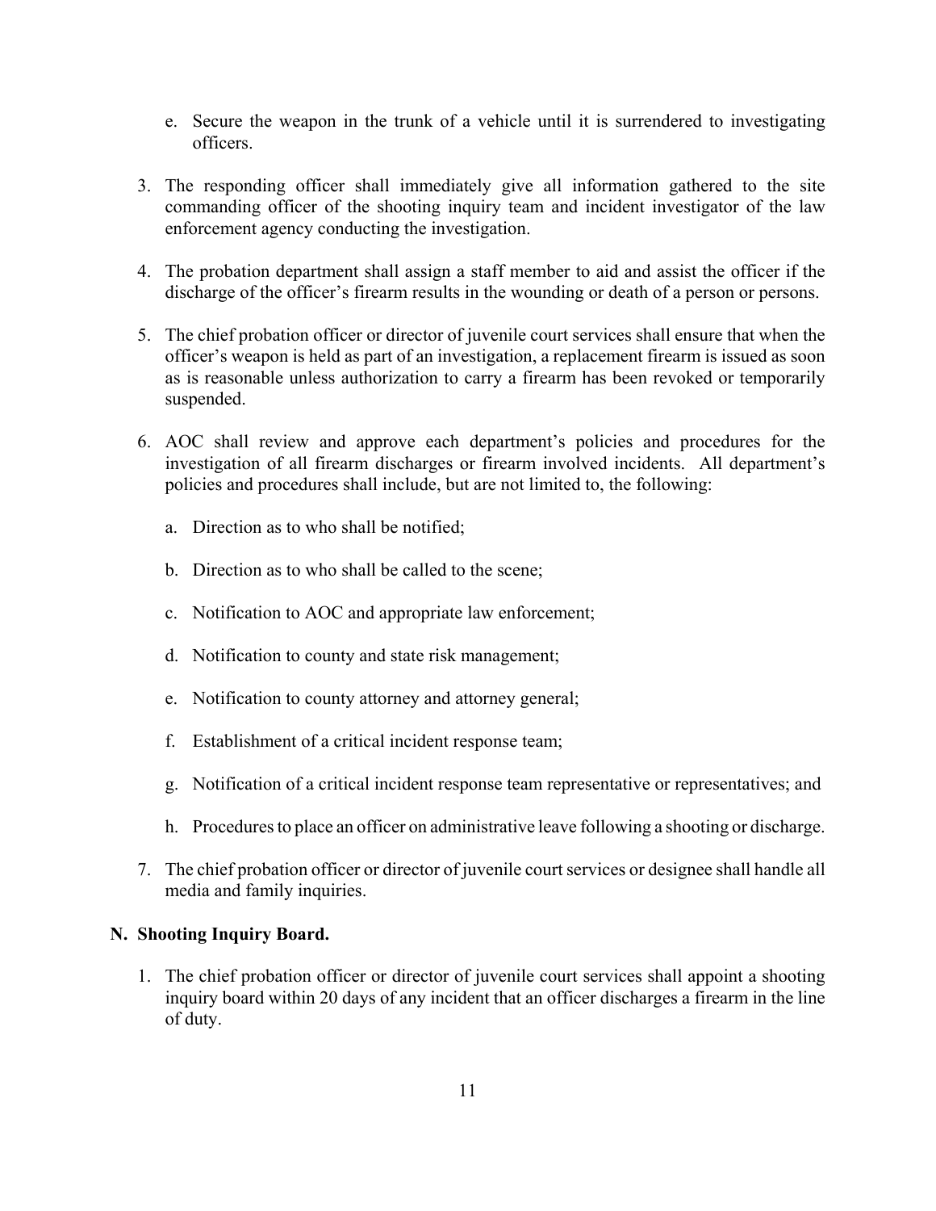e. Secure the weapon in the trunk of a vehicle until it is surrendered to investigating officers.

3. The responding officer shall immediately give all information gathered to the site commanding officer of the shooting inquiry team and incident investigator of the law enforcement agency conducting the investigation.

4. The probation department shall assign a staff member to aid and assist the officer if the discharge of the officer's firearm results in the wounding or death of a person or persons.

5. The chief probation officer or director of juvenile court services shall ensure that when the officer's weapon is held as part of an investigation, a replacement firearm is issued as soon as is reasonable unless authorization to carry a firearm has been revoked or temporarily suspended.

6. AOC shall review and approve each department's policies and procedures for the investigation of all firearm discharges or firearm involved incidents. All department's policies and procedures shall include, but are not limited to, the following:

   a. Direction as to who shall be notified;

   b. Direction as to who shall be called to the scene;

   c. Notification to AOC and appropriate law enforcement;

   d. Notification to county and state risk management;

   e. Notification to county attorney and attorney general;

   f. Establishment of a critical incident response team;

   g. Notification of a critical incident response team representative or representatives; and

   h. Procedures to place an officer on administrative leave following a shooting or discharge.

7. The chief probation officer or director of juvenile court services or designee shall handle all media and family inquiries.

**N. Shooting Inquiry Board.**

1. The chief probation officer or director of juvenile court services shall appoint a shooting inquiry board within 20 days of any incident that an officer discharges a firearm in the line of duty.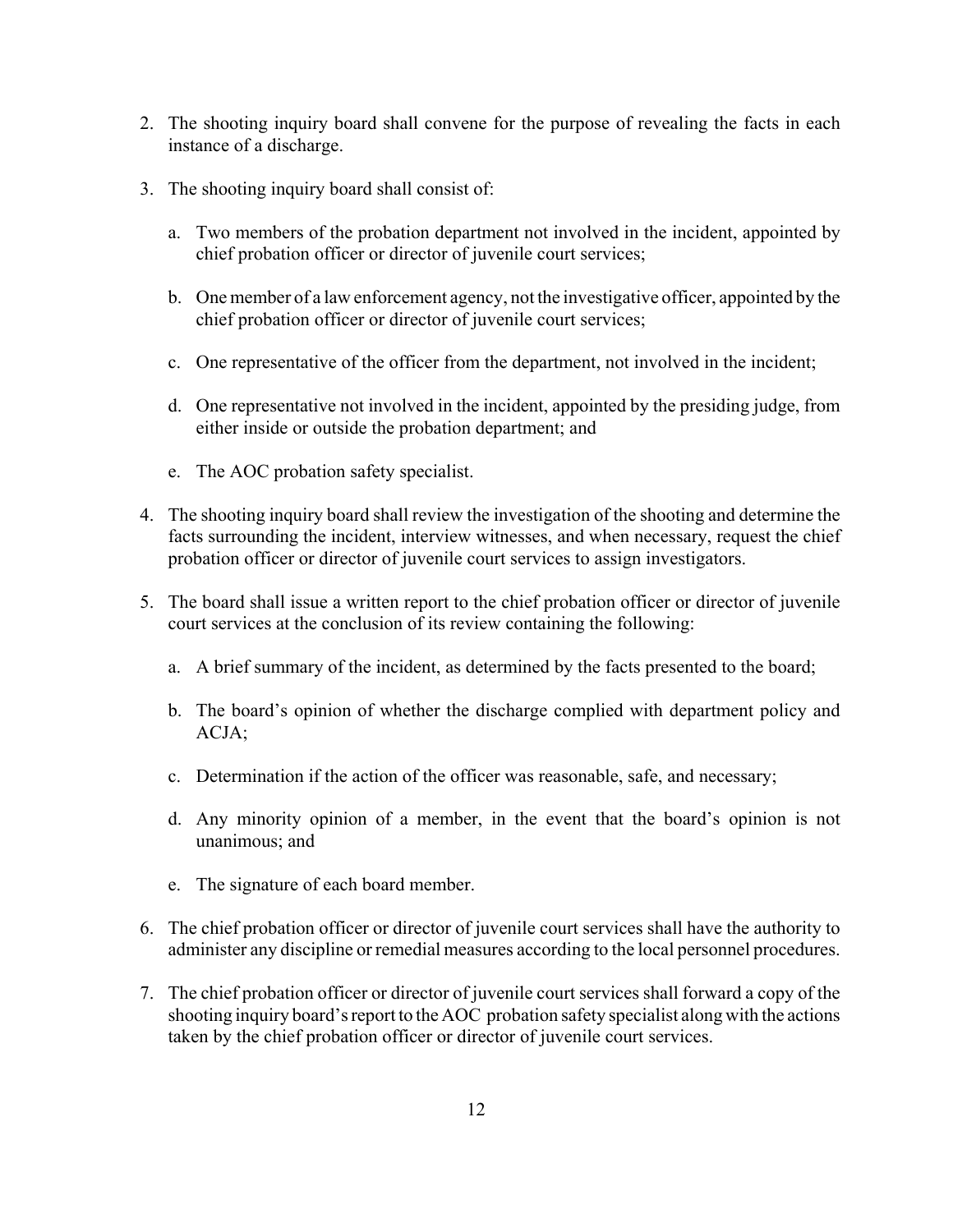2. The shooting inquiry board shall convene for the purpose of revealing the facts in each instance of a discharge.

3. The shooting inquiry board shall consist of:

   a. Two members of the probation department not involved in the incident, appointed by chief probation officer or director of juvenile court services;

   b. One member of a law enforcement agency, not the investigative officer, appointed by the chief probation officer or director of juvenile court services;

   c. One representative of the officer from the department, not involved in the incident;

   d. One representative not involved in the incident, appointed by the presiding judge, from either inside or outside the probation department; and

   e. The AOC probation safety specialist.

4. The shooting inquiry board shall review the investigation of the shooting and determine the facts surrounding the incident, interview witnesses, and when necessary, request the chief probation officer or director of juvenile court services to assign investigators.

5. The board shall issue a written report to the chief probation officer or director of juvenile court services at the conclusion of its review containing the following:

   a. A brief summary of the incident, as determined by the facts presented to the board;

   b. The board's opinion of whether the discharge complied with department policy and ACJA;

   c. Determination if the action of the officer was reasonable, safe, and necessary;

   d. Any minority opinion of a member, in the event that the board's opinion is not unanimous; and

   e. The signature of each board member.

6. The chief probation officer or director of juvenile court services shall have the authority to administer any discipline or remedial measures according to the local personnel procedures.

7. The chief probation officer or director of juvenile court services shall forward a copy of the shooting inquiry board's report to the AOC probation safety specialist along with the actions taken by the chief probation officer or director of juvenile court services.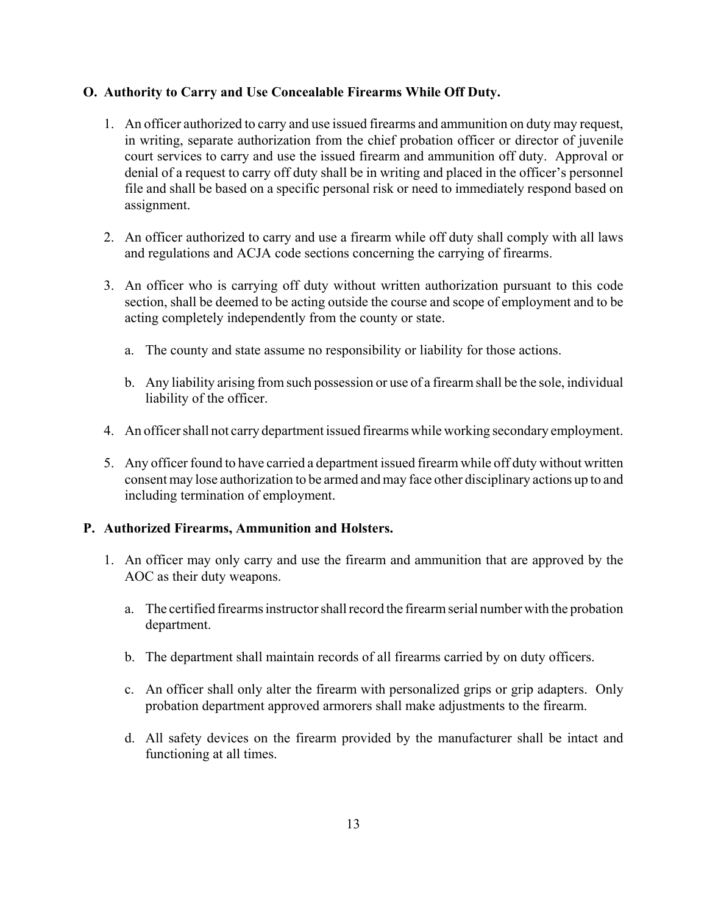**O. Authority to Carry and Use Concealable Firearms While Off Duty.**

1. An officer authorized to carry and use issued firearms and ammunition on duty may request, in writing, separate authorization from the chief probation officer or director of juvenile court services to carry and use the issued firearm and ammunition off duty. Approval or denial of a request to carry off duty shall be in writing and placed in the officer's personnel file and shall be based on a specific personal risk or need to immediately respond based on assignment.

2. An officer authorized to carry and use a firearm while off duty shall comply with all laws and regulations and ACJA code sections concerning the carrying of firearms.

3. An officer who is carrying off duty without written authorization pursuant to this code section, shall be deemed to be acting outside the course and scope of employment and to be acting completely independently from the county or state.

   a. The county and state assume no responsibility or liability for those actions.

   b. Any liability arising from such possession or use of a firearm shall be the sole, individual liability of the officer.

4. An officer shall not carry department issued firearms while working secondary employment.

5. Any officer found to have carried a department issued firearm while off duty without written consent may lose authorization to be armed and may face other disciplinary actions up to and including termination of employment.

**P. Authorized Firearms, Ammunition and Holsters.**

1. An officer may only carry and use the firearm and ammunition that are approved by the AOC as their duty weapons.

   a. The certified firearms instructor shall record the firearm serial number with the probation department.

   b. The department shall maintain records of all firearms carried by on duty officers.

   c. An officer shall only alter the firearm with personalized grips or grip adapters. Only probation department approved armorers shall make adjustments to the firearm.

   d. All safety devices on the firearm provided by the manufacturer shall be intact and functioning at all times.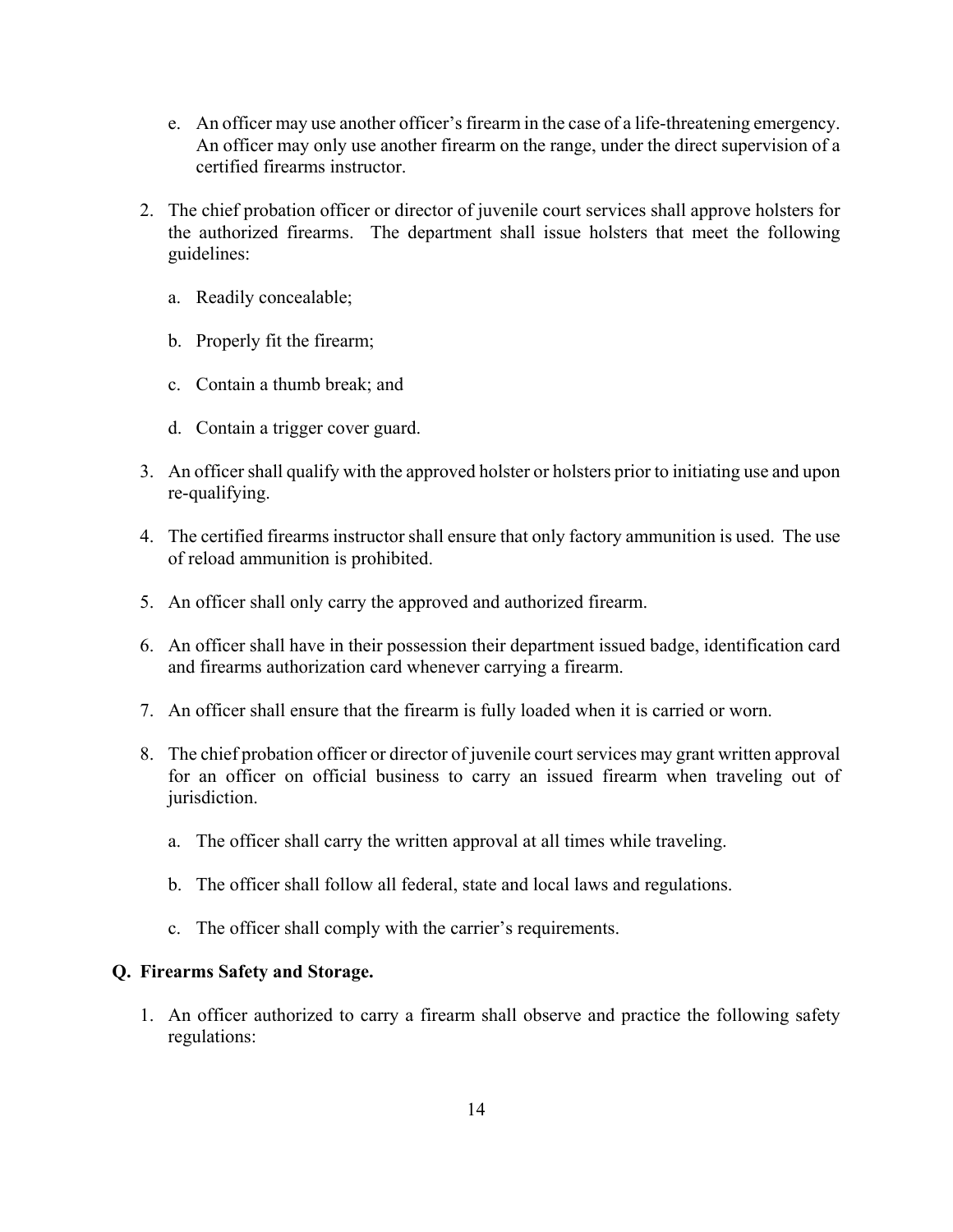e. An officer may use another officer's firearm in the case of a life-threatening emergency. An officer may only use another firearm on the range, under the direct supervision of a certified firearms instructor.

2. The chief probation officer or director of juvenile court services shall approve holsters for the authorized firearms. The department shall issue holsters that meet the following guidelines:

   a. Readily concealable;

   b. Properly fit the firearm;

   c. Contain a thumb break; and

   d. Contain a trigger cover guard.

3. An officer shall qualify with the approved holster or holsters prior to initiating use and upon re-qualifying.

4. The certified firearms instructor shall ensure that only factory ammunition is used. The use of reload ammunition is prohibited.

5. An officer shall only carry the approved and authorized firearm.

6. An officer shall have in their possession their department issued badge, identification card and firearms authorization card whenever carrying a firearm.

7. An officer shall ensure that the firearm is fully loaded when it is carried or worn.

8. The chief probation officer or director of juvenile court services may grant written approval for an officer on official business to carry an issued firearm when traveling out of jurisdiction.

   a. The officer shall carry the written approval at all times while traveling.

   b. The officer shall follow all federal, state and local laws and regulations.

   c. The officer shall comply with the carrier's requirements.

## Q. Firearms Safety and Storage.

1. An officer authorized to carry a firearm shall observe and practice the following safety regulations: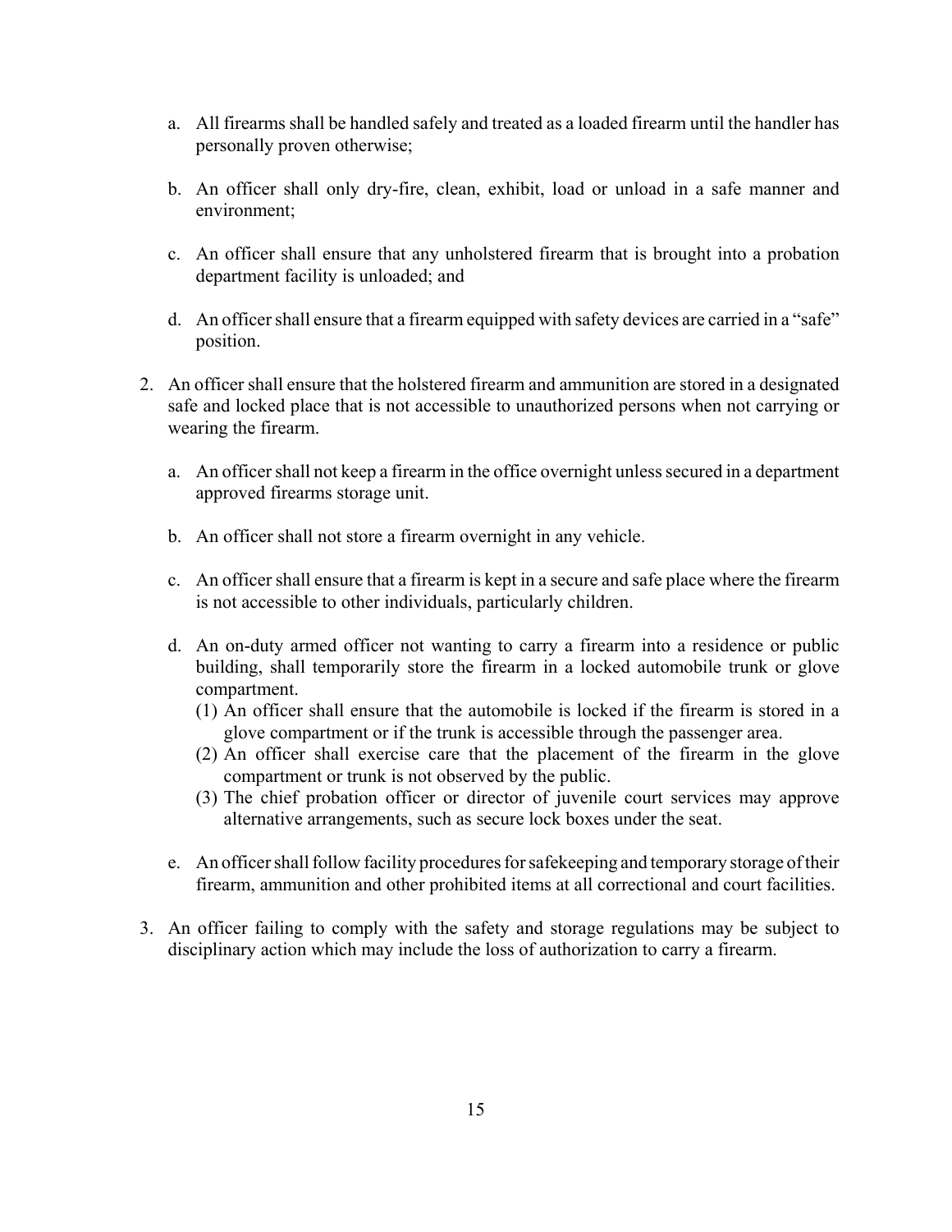a. All firearms shall be handled safely and treated as a loaded firearm until the handler has personally proven otherwise;

b. An officer shall only dry-fire, clean, exhibit, load or unload in a safe manner and environment;

c. An officer shall ensure that any unholstered firearm that is brought into a probation department facility is unloaded; and

d. An officer shall ensure that a firearm equipped with safety devices are carried in a "safe" position.

2. An officer shall ensure that the holstered firearm and ammunition are stored in a designated safe and locked place that is not accessible to unauthorized persons when not carrying or wearing the firearm.

   a. An officer shall not keep a firearm in the office overnight unless secured in a department approved firearms storage unit.

   b. An officer shall not store a firearm overnight in any vehicle.

   c. An officer shall ensure that a firearm is kept in a secure and safe place where the firearm is not accessible to other individuals, particularly children.

   d. An on-duty armed officer not wanting to carry a firearm into a residence or public building, shall temporarily store the firearm in a locked automobile trunk or glove compartment.
      (1) An officer shall ensure that the automobile is locked if the firearm is stored in a glove compartment or if the trunk is accessible through the passenger area.
      (2) An officer shall exercise care that the placement of the firearm in the glove compartment or trunk is not observed by the public.
      (3) The chief probation officer or director of juvenile court services may approve alternative arrangements, such as secure lock boxes under the seat.

   e. An officer shall follow facility procedures for safekeeping and temporary storage of their firearm, ammunition and other prohibited items at all correctional and court facilities.

3. An officer failing to comply with the safety and storage regulations may be subject to disciplinary action which may include the loss of authorization to carry a firearm.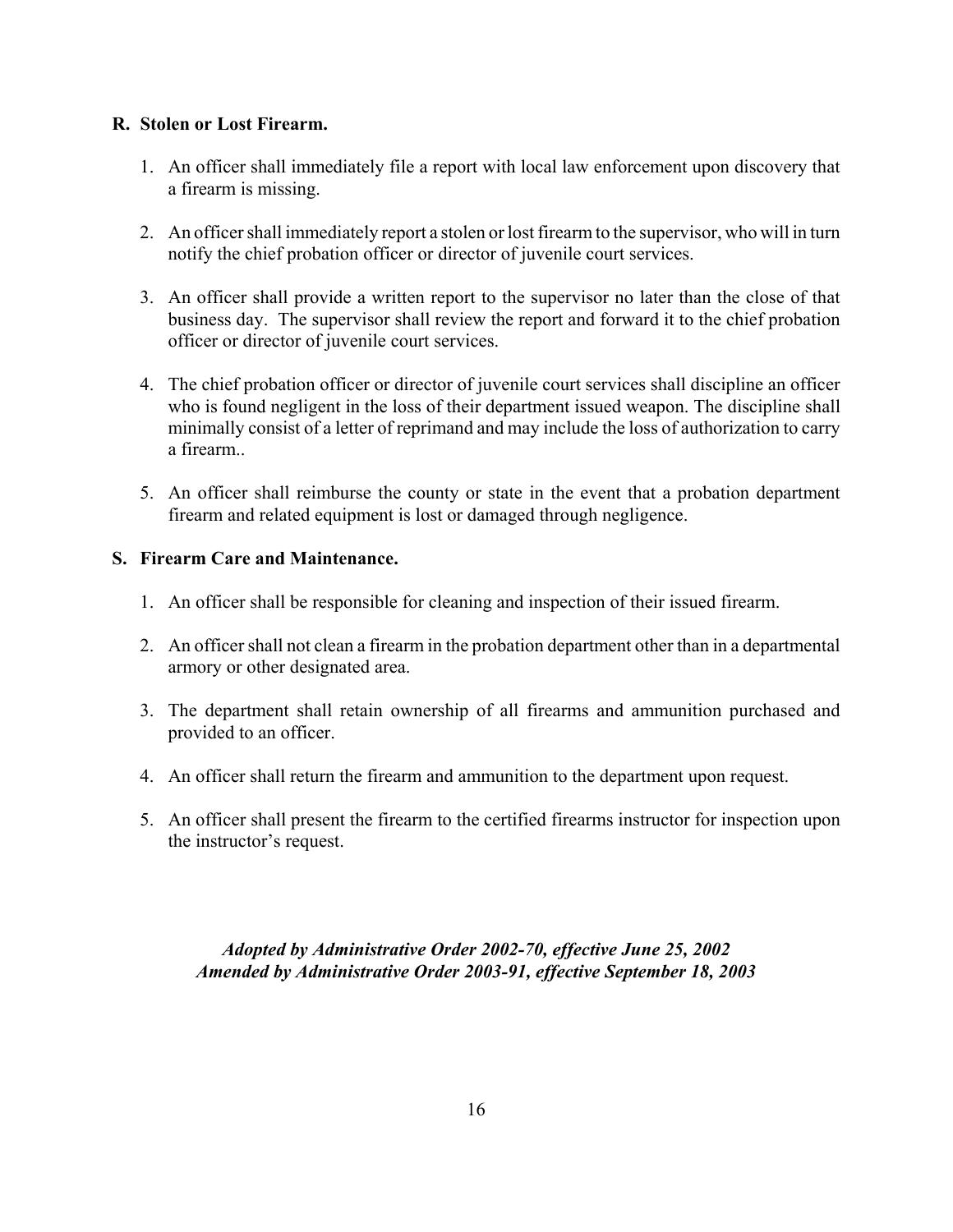**R. Stolen or Lost Firearm.**

1. An officer shall immediately file a report with local law enforcement upon discovery that a firearm is missing.

2. An officer shall immediately report a stolen or lost firearm to the supervisor, who will in turn notify the chief probation officer or director of juvenile court services.

3. An officer shall provide a written report to the supervisor no later than the close of that business day. The supervisor shall review the report and forward it to the chief probation officer or director of juvenile court services.

4. The chief probation officer or director of juvenile court services shall discipline an officer who is found negligent in the loss of their department issued weapon. The discipline shall minimally consist of a letter of reprimand and may include the loss of authorization to carry a firearm..

5. An officer shall reimburse the county or state in the event that a probation department firearm and related equipment is lost or damaged through negligence.

**S. Firearm Care and Maintenance.**

1. An officer shall be responsible for cleaning and inspection of their issued firearm.

2. An officer shall not clean a firearm in the probation department other than in a departmental armory or other designated area.

3. The department shall retain ownership of all firearms and ammunition purchased and provided to an officer.

4. An officer shall return the firearm and ammunition to the department upon request.

5. An officer shall present the firearm to the certified firearms instructor for inspection upon the instructor's request.

***Adopted by Administrative Order 2002-70, effective June 25, 2002***
***Amended by Administrative Order 2003-91, effective September 18, 2003***